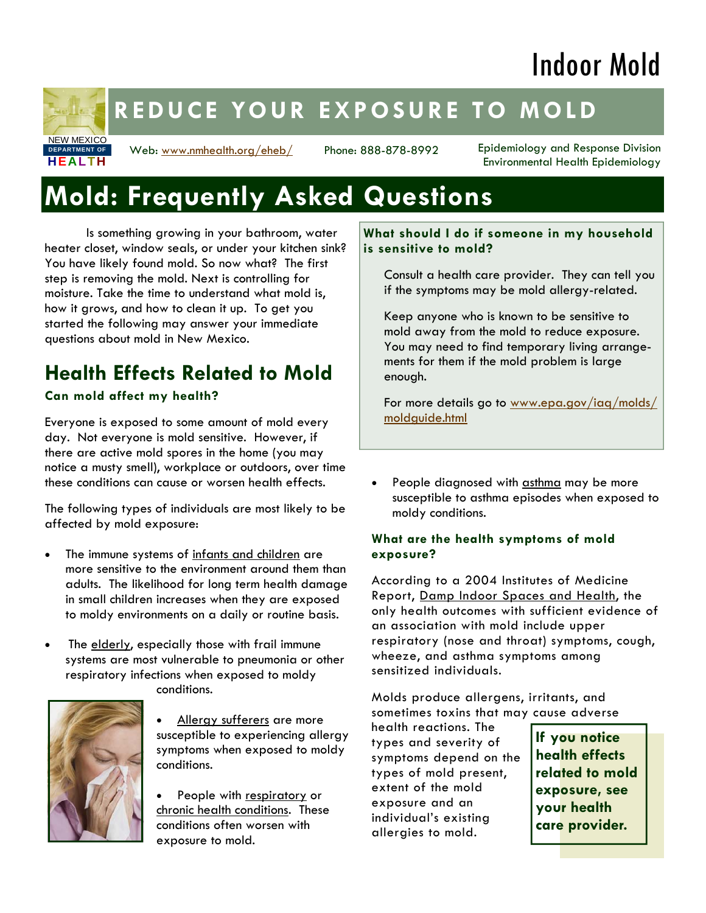# Indoor Mold

## REDUCE YOUR EXPOSURE TO MOLD

NEW MEXICO DEPARTMENT OF HEALTH

Web: www.nmhealth.org/eheb/ Phone: 888-878-8992

Epidemiology and Response Division
Environmental Health Epidemiology

# Mold: Frequently Asked Questions

Is something growing in your bathroom, water heater closet, window seals, or under your kitchen sink? You have likely found mold. So now what? The first step is removing the mold. Next is controlling for moisture. Take the time to understand what mold is, how it grows, and how to clean it up. To get you started the following may answer your immediate questions about mold in New Mexico.

## Health Effects Related to Mold

### Can mold affect my health?

Everyone is exposed to some amount of mold every day. Not everyone is mold sensitive. However, if there are active mold spores in the home (you may notice a musty smell), workplace or outdoors, over time these conditions can cause or worsen health effects.

The following types of individuals are most likely to be affected by mold exposure:

- The immune systems of infants and children are more sensitive to the environment around them than adults. The likelihood for long term health damage in small children increases when they are exposed to moldy environments on a daily or routine basis.
- The elderly, especially those with frail immune systems are most vulnerable to pneumonia or other respiratory infections when exposed to moldy conditions.
- Allergy sufferers are more susceptible to experiencing allergy symptoms when exposed to moldy conditions.
- People with respiratory or chronic health conditions. These conditions often worsen with exposure to mold.
- People diagnosed with asthma may be more susceptible to asthma episodes when exposed to moldy conditions.

### What should I do if someone in my household is sensitive to mold?

Consult a health care provider. They can tell you if the symptoms may be mold allergy-related.

Keep anyone who is known to be sensitive to mold away from the mold to reduce exposure. You may need to find temporary living arrangements for them if the mold problem is large enough.

For more details go to www.epa.gov/iaq/molds/moldguide.html

### What are the health symptoms of mold exposure?

According to a 2004 Institutes of Medicine Report, Damp Indoor Spaces and Health, the only health outcomes with sufficient evidence of an association with mold include upper respiratory (nose and throat) symptoms, cough, wheeze, and asthma symptoms among sensitized individuals.

Molds produce allergens, irritants, and sometimes toxins that may cause adverse health reactions. The types and severity of symptoms depend on the types of mold present, extent of the mold exposure and an individual's existing allergies to mold.

**If you notice health effects related to mold exposure, see your health care provider.**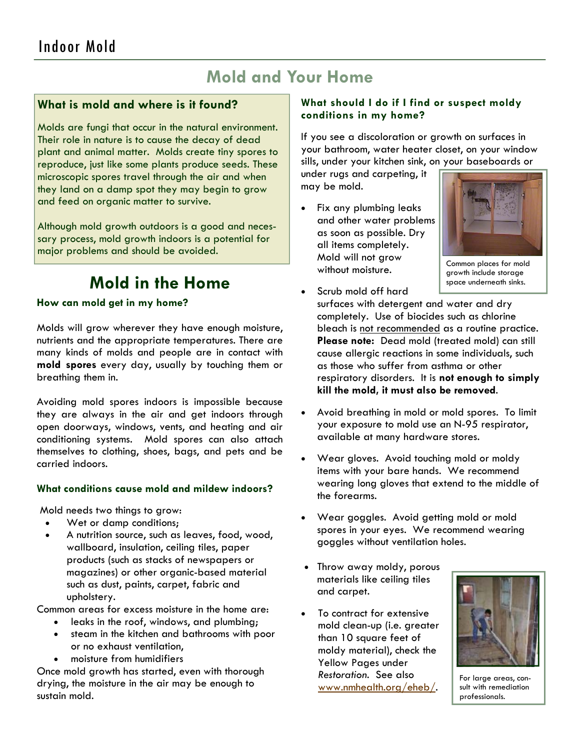# Mold and Your Home

### What is mold and where is it found?

Molds are fungi that occur in the natural environment. Their role in nature is to cause the decay of dead plant and animal matter. Molds create tiny spores to reproduce, just like some plants produce seeds. These microscopic spores travel through the air and when they land on a damp spot they may begin to grow and feed on organic matter to survive.

Although mold growth outdoors is a good and necessary process, mold growth indoors is a potential for major problems and should be avoided.

## Mold in the Home

### How can mold get in my home?

Molds will grow wherever they have enough moisture, nutrients and the appropriate temperatures. There are many kinds of molds and people are in contact with **mold spores** every day, usually by touching them or breathing them in.

Avoiding mold spores indoors is impossible because they are always in the air and get indoors through open doorways, windows, vents, and heating and air conditioning systems. Mold spores can also attach themselves to clothing, shoes, bags, and pets and be carried indoors.

### What conditions cause mold and mildew indoors?

Mold needs two things to grow:

- Wet or damp conditions;
- A nutrition source, such as leaves, food, wood, wallboard, insulation, ceiling tiles, paper products (such as stacks of newspapers or magazines) or other organic-based material such as dust, paints, carpet, fabric and upholstery.

Common areas for excess moisture in the home are:

- leaks in the roof, windows, and plumbing;
- steam in the kitchen and bathrooms with poor or no exhaust ventilation,
- moisture from humidifiers

Once mold growth has started, even with thorough drying, the moisture in the air may be enough to sustain mold.

### What should I do if I find or suspect moldy conditions in my home?

If you see a discoloration or growth on surfaces in your bathroom, water heater closet, on your window sills, under your kitchen sink, on your baseboards or under rugs and carpeting, it may be mold.

Common places for mold growth include storage space underneath sinks.

- Fix any plumbing leaks and other water problems as soon as possible. Dry all items completely. Mold will not grow without moisture.
- Scrub mold off hard surfaces with detergent and water and dry completely. Use of biocides such as chlorine bleach is not recommended as a routine practice. **Please note:** Dead mold (treated mold) can still cause allergic reactions in some individuals, such as those who suffer from asthma or other respiratory disorders. It is **not enough to simply kill the mold, it must also be removed**.
- Avoid breathing in mold or mold spores. To limit your exposure to mold use an N-95 respirator, available at many hardware stores.
- Wear gloves. Avoid touching mold or moldy items with your bare hands. We recommend wearing long gloves that extend to the middle of the forearms.
- Wear goggles. Avoid getting mold or mold spores in your eyes. We recommend wearing goggles without ventilation holes.
- Throw away moldy, porous materials like ceiling tiles and carpet.
- To contract for extensive mold clean-up (i.e. greater than 10 square feet of moldy material), check the Yellow Pages under *Restoration*. See also www.nmhealth.org/eheb/.

For large areas, consult with remediation professionals.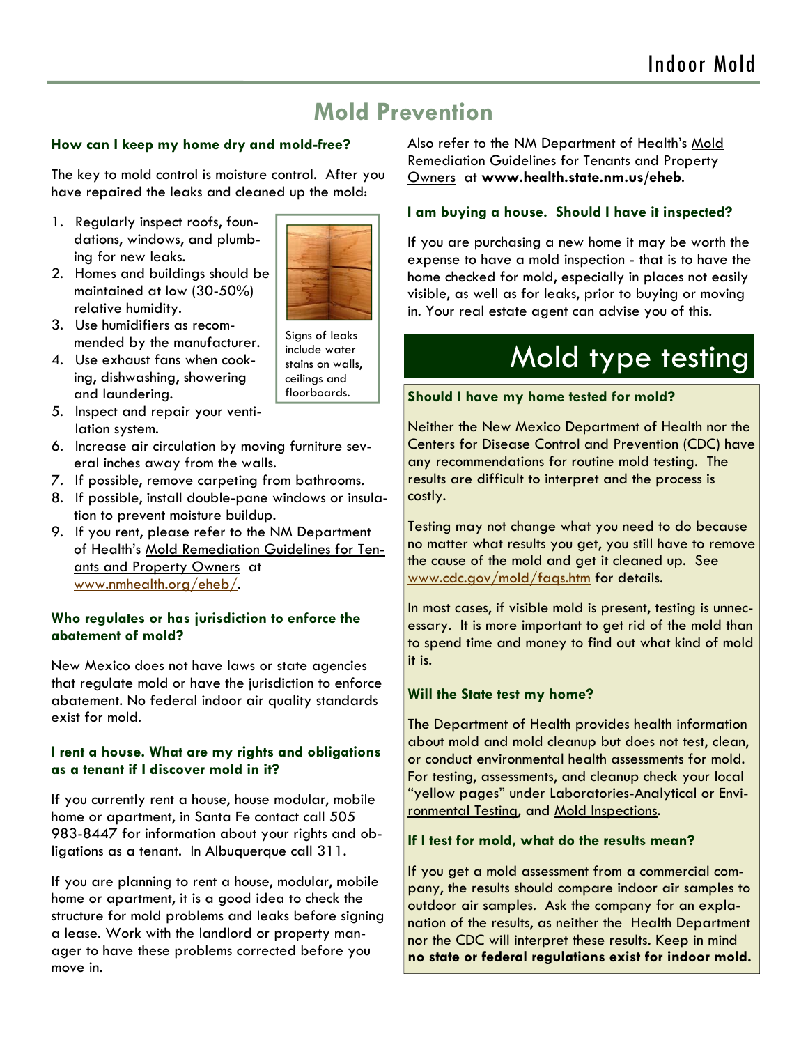## Mold Prevention

**How can I keep my home dry and mold-free?**

The key to mold control is moisture control. After you have repaired the leaks and cleaned up the mold:

1. Regularly inspect roofs, foundations, windows, and plumbing for new leaks.
2. Homes and buildings should be maintained at low (30-50%) relative humidity.
3. Use humidifiers as recommended by the manufacturer.
4. Use exhaust fans when cooking, dishwashing, showering and laundering.
5. Inspect and repair your ventilation system.
6. Increase air circulation by moving furniture several inches away from the walls.
7. If possible, remove carpeting from bathrooms.
8. If possible, install double-pane windows or insulation to prevent moisture buildup.
9. If you rent, please refer to the NM Department of Health's Mold Remediation Guidelines for Tenants and Property Owners at www.nmhealth.org/eheb/.

Signs of leaks include water stains on walls, ceilings and floorboards.

**Who regulates or has jurisdiction to enforce the abatement of mold?**

New Mexico does not have laws or state agencies that regulate mold or have the jurisdiction to enforce abatement. No federal indoor air quality standards exist for mold.

**I rent a house. What are my rights and obligations as a tenant if I discover mold in it?**

If you currently rent a house, house modular, mobile home or apartment, in Santa Fe contact call 505 983-8447 for information about your rights and obligations as a tenant. In Albuquerque call 311.

If you are planning to rent a house, modular, mobile home or apartment, it is a good idea to check the structure for mold problems and leaks before signing a lease. Work with the landlord or property manager to have these problems corrected before you move in.

Also refer to the NM Department of Health's Mold Remediation Guidelines for Tenants and Property Owners at **www.health.state.nm.us/eheb**.

**I am buying a house. Should I have it inspected?**

If you are purchasing a new home it may be worth the expense to have a mold inspection - that is to have the home checked for mold, especially in places not easily visible, as well as for leaks, prior to buying or moving in. Your real estate agent can advise you of this.

## Mold type testing

**Should I have my home tested for mold?**

Neither the New Mexico Department of Health nor the Centers for Disease Control and Prevention (CDC) have any recommendations for routine mold testing. The results are difficult to interpret and the process is costly.

Testing may not change what you need to do because no matter what results you get, you still have to remove the cause of the mold and get it cleaned up. See www.cdc.gov/mold/faqs.htm for details.

In most cases, if visible mold is present, testing is unnecessary. It is more important to get rid of the mold than to spend time and money to find out what kind of mold it is.

**Will the State test my home?**

The Department of Health provides health information about mold and mold cleanup but does not test, clean, or conduct environmental health assessments for mold. For testing, assessments, and cleanup check your local "yellow pages" under Laboratories-Analytical or Environmental Testing, and Mold Inspections.

**If I test for mold, what do the results mean?**

If you get a mold assessment from a commercial company, the results should compare indoor air samples to outdoor air samples. Ask the company for an explanation of the results, as neither the Health Department nor the CDC will interpret these results. Keep in mind **no state or federal regulations exist for indoor mold.**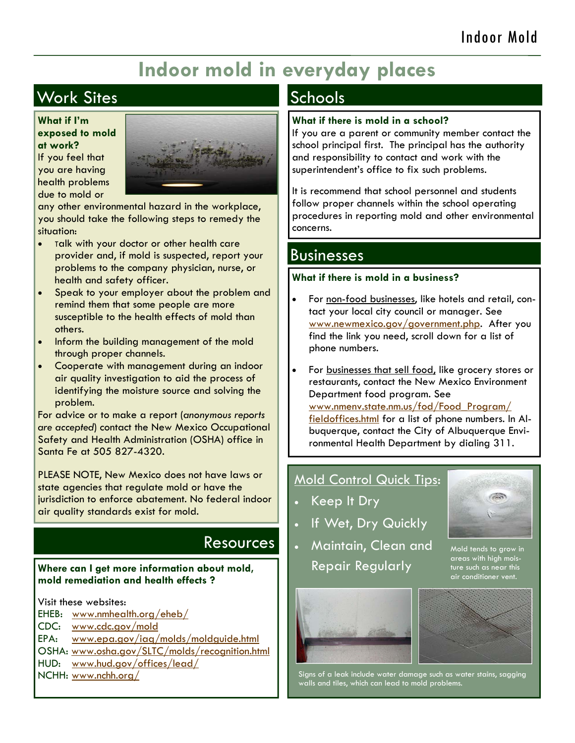# Indoor mold in everyday places

## Work Sites

**What if I'm exposed to mold at work?**

If you feel that you are having health problems due to mold or any other environmental hazard in the workplace, you should take the following steps to remedy the situation:

- Talk with your doctor or other health care provider and, if mold is suspected, report your problems to the company physician, nurse, or health and safety officer.
- Speak to your employer about the problem and remind them that some people are more susceptible to the health effects of mold than others.
- Inform the building management of the mold through proper channels.
- Cooperate with management during an indoor air quality investigation to aid the process of identifying the moisture source and solving the problem.

For advice or to make a report (*anonymous reports are accepted*) contact the New Mexico Occupational Safety and Health Administration (OSHA) office in Santa Fe at 505 827-4320.

PLEASE NOTE, New Mexico does not have laws or state agencies that regulate mold or have the jurisdiction to enforce abatement. No federal indoor air quality standards exist for mold.

## Resources

**Where can I get more information about mold, mold remediation and health effects ?**

Visit these websites:

EHEB: www.nmhealth.org/eheb/
CDC: www.cdc.gov/mold
EPA: www.epa.gov/iaq/molds/moldguide.html
OSHA: www.osha.gov/SLTC/molds/recognition.html
HUD: www.hud.gov/offices/lead/
NCHH: www.nchh.org/

## Schools

**What if there is mold in a school?**

If you are a parent or community member contact the school principal first. The principal has the authority and responsibility to contact and work with the superintendent's office to fix such problems.

It is recommend that school personnel and students follow proper channels within the school operating procedures in reporting mold and other environmental concerns.

## Businesses

**What if there is mold in a business?**

- For non-food businesses, like hotels and retail, contact your local city council or manager. See www.newmexico.gov/government.php. After you find the link you need, scroll down for a list of phone numbers.
- For businesses that sell food, like grocery stores or restaurants, contact the New Mexico Environment Department food program. See www.nmenv.state.nm.us/fod/Food_Program/fieldoffices.html for a list of phone numbers. In Albuquerque, contact the City of Albuquerque Environmental Health Department by dialing 311.

## Mold Control Quick Tips:

- Keep It Dry
- If Wet, Dry Quickly
- Maintain, Clean and Repair Regularly

Mold tends to grow in areas with high moisture such as near this air conditioner vent.

Signs of a leak include water damage such as water stains, sagging walls and tiles, which can lead to mold problems.